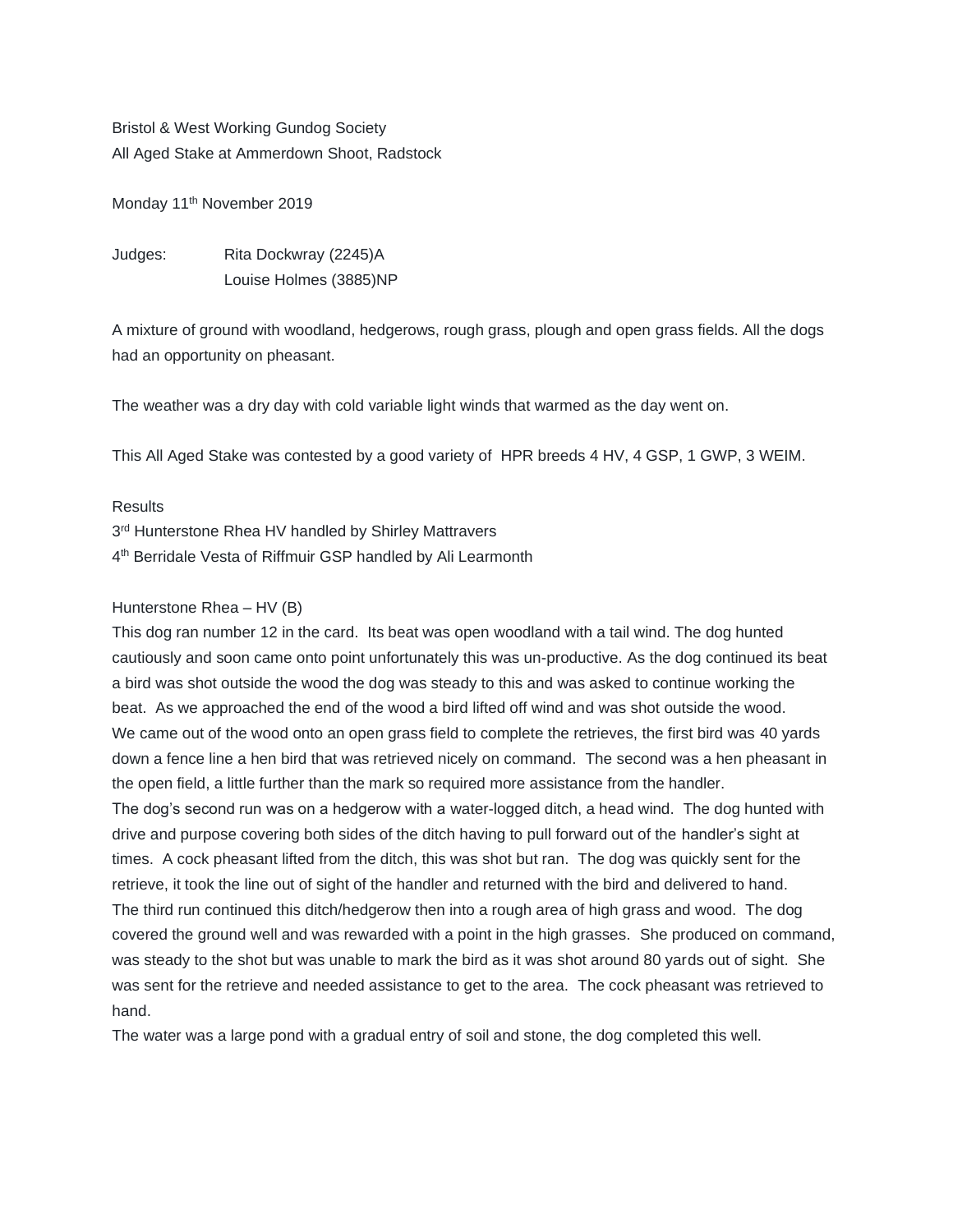Bristol & West Working Gundog Society
All Aged Stake at Ammerdown Shoot, Radstock

Monday 11th November 2019

Judges: Rita Dockwray (2245)A
Louise Holmes (3885)NP

A mixture of ground with woodland, hedgerows, rough grass, plough and open grass fields. All the dogs had an opportunity on pheasant.

The weather was a dry day with cold variable light winds that warmed as the day went on.

This All Aged Stake was contested by a good variety of HPR breeds 4 HV, 4 GSP, 1 GWP, 3 WEIM.

Results
3rd Hunterstone Rhea HV handled by Shirley Mattravers
4th Berridale Vesta of Riffmuir GSP handled by Ali Learmonth

Hunterstone Rhea – HV (B)
This dog ran number 12 in the card. Its beat was open woodland with a tail wind. The dog hunted cautiously and soon came onto point unfortunately this was un-productive. As the dog continued its beat a bird was shot outside the wood the dog was steady to this and was asked to continue working the beat. As we approached the end of the wood a bird lifted off wind and was shot outside the wood.
We came out of the wood onto an open grass field to complete the retrieves, the first bird was 40 yards down a fence line a hen bird that was retrieved nicely on command. The second was a hen pheasant in the open field, a little further than the mark so required more assistance from the handler.
The dog's second run was on a hedgerow with a water-logged ditch, a head wind. The dog hunted with drive and purpose covering both sides of the ditch having to pull forward out of the handler's sight at times. A cock pheasant lifted from the ditch, this was shot but ran. The dog was quickly sent for the retrieve, it took the line out of sight of the handler and returned with the bird and delivered to hand.
The third run continued this ditch/hedgerow then into a rough area of high grass and wood. The dog covered the ground well and was rewarded with a point in the high grasses. She produced on command, was steady to the shot but was unable to mark the bird as it was shot around 80 yards out of sight. She was sent for the retrieve and needed assistance to get to the area. The cock pheasant was retrieved to hand.
The water was a large pond with a gradual entry of soil and stone, the dog completed this well.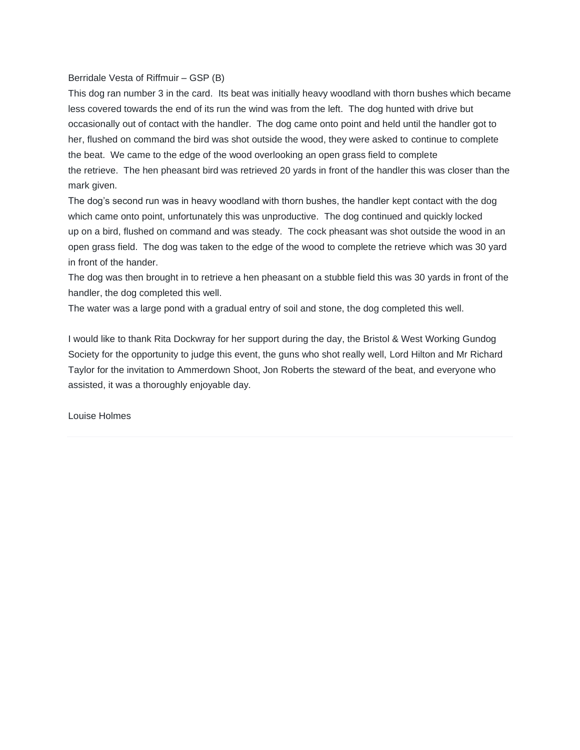Berridale Vesta of Riffmuir – GSP (B)

This dog ran number 3 in the card. Its beat was initially heavy woodland with thorn bushes which became less covered towards the end of its run the wind was from the left. The dog hunted with drive but occasionally out of contact with the handler. The dog came onto point and held until the handler got to her, flushed on command the bird was shot outside the wood, they were asked to continue to complete the beat. We came to the edge of the wood overlooking an open grass field to complete the retrieve. The hen pheasant bird was retrieved 20 yards in front of the handler this was closer than the mark given.

The dog's second run was in heavy woodland with thorn bushes, the handler kept contact with the dog which came onto point, unfortunately this was unproductive. The dog continued and quickly locked up on a bird, flushed on command and was steady. The cock pheasant was shot outside the wood in an open grass field. The dog was taken to the edge of the wood to complete the retrieve which was 30 yard in front of the hander.

The dog was then brought in to retrieve a hen pheasant on a stubble field this was 30 yards in front of the handler, the dog completed this well.

The water was a large pond with a gradual entry of soil and stone, the dog completed this well.

I would like to thank Rita Dockwray for her support during the day, the Bristol & West Working Gundog Society for the opportunity to judge this event, the guns who shot really well, Lord Hilton and Mr Richard Taylor for the invitation to Ammerdown Shoot, Jon Roberts the steward of the beat, and everyone who assisted, it was a thoroughly enjoyable day.

Louise Holmes

---